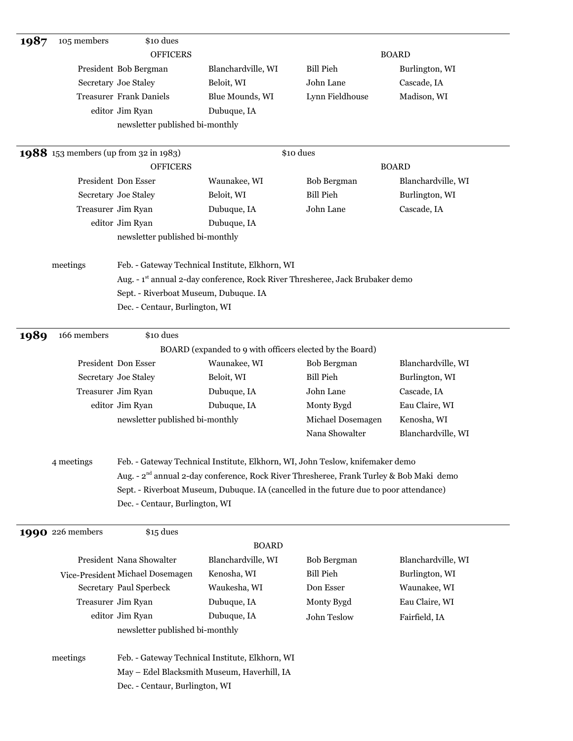## 1987

105 members — $10 dues

| OFFICERS | | | BOARD | |
|---|---|---|---|---|
| President | Bob Bergman | Blanchardville, WI | Bill Pieh | Burlington, WI |
| Secretary | Joe Staley | Beloit, WI | John Lane | Cascade, IA |
| Treasurer | Frank Daniels | Blue Mounds, WI | Lynn Fieldhouse | Madison, WI |
| editor | Jim Ryan | Dubuque, IA | | |

newsletter published bi-monthly

## 1988

153 members (up from 32 in 1983) — $10 dues

| OFFICERS | | | BOARD | |
|---|---|---|---|---|
| President | Don Esser | Waunakee, WI | Bob Bergman | Blanchardville, WI |
| Secretary | Joe Staley | Beloit, WI | Bill Pieh | Burlington, WI |
| Treasurer | Jim Ryan | Dubuque, IA | John Lane | Cascade, IA |
| editor | Jim Ryan | Dubuque, IA | | |

newsletter published bi-monthly

meetings

- Feb. - Gateway Technical Institute, Elkhorn, WI
- Aug. - 1st annual 2-day conference, Rock River Thresheree, Jack Brubaker demo
- Sept. - Riverboat Museum, Dubuque. IA
- Dec. - Centaur, Burlington, WI

## 1989

166 members — $10 dues

BOARD (expanded to 9 with officers elected by the Board)

| | | | | |
|---|---|---|---|---|
| President | Don Esser | Waunakee, WI | Bob Bergman | Blanchardville, WI |
| Secretary | Joe Staley | Beloit, WI | Bill Pieh | Burlington, WI |
| Treasurer | Jim Ryan | Dubuque, IA | John Lane | Cascade, IA |
| editor | Jim Ryan | Dubuque, IA | Monty Bygd | Eau Claire, WI |
| | newsletter published bi-monthly | | Michael Dosemagen | Kenosha, WI |
| | | | Nana Showalter | Blanchardville, WI |

4 meetings

- Feb. - Gateway Technical Institute, Elkhorn, WI, John Teslow, knifemaker demo
- Aug. - 2nd annual 2-day conference, Rock River Thresheree, Frank Turley & Bob Maki demo
- Sept. - Riverboat Museum, Dubuque. IA (cancelled in the future due to poor attendance)
- Dec. - Centaur, Burlington, WI

## 1990

226 members — $15 dues

BOARD

| | | | | |
|---|---|---|---|---|
| President | Nana Showalter | Blanchardville, WI | Bob Bergman | Blanchardville, WI |
| Vice-President | Michael Dosemagen | Kenosha, WI | Bill Pieh | Burlington, WI |
| Secretary | Paul Sperbeck | Waukesha, WI | Don Esser | Waunakee, WI |
| Treasurer | Jim Ryan | Dubuque, IA | Monty Bygd | Eau Claire, WI |
| editor | Jim Ryan | Dubuque, IA | John Teslow | Fairfield, IA |

newsletter published bi-monthly

meetings

- Feb. - Gateway Technical Institute, Elkhorn, WI
- May – Edel Blacksmith Museum, Haverhill, IA
- Dec. - Centaur, Burlington, WI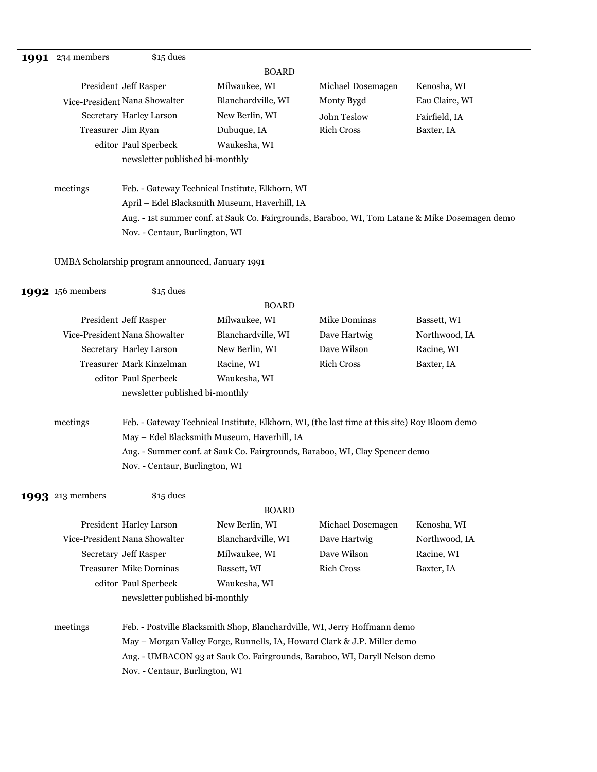## 1991

234 members — $15 dues

**BOARD**

| | | | | |
|---|---|---|---|---|
| President | Jeff Rasper | Milwaukee, WI | Michael Dosemagen | Kenosha, WI |
| Vice-President | Nana Showalter | Blanchardville, WI | Monty Bygd | Eau Claire, WI |
| Secretary | Harley Larson | New Berlin, WI | John Teslow | Fairfield, IA |
| Treasurer | Jim Ryan | Dubuque, IA | Rich Cross | Baxter, IA |
| editor | Paul Sperbeck | Waukesha, WI | | |

newsletter published bi-monthly

meetings
- Feb. - Gateway Technical Institute, Elkhorn, WI
- April – Edel Blacksmith Museum, Haverhill, IA
- Aug. - 1st summer conf. at Sauk Co. Fairgrounds, Baraboo, WI, Tom Latane & Mike Dosemagen demo
- Nov. - Centaur, Burlington, WI

UMBA Scholarship program announced, January 1991

## 1992

156 members — $15 dues

**BOARD**

| | | | | |
|---|---|---|---|---|
| President | Jeff Rasper | Milwaukee, WI | Mike Dominas | Bassett, WI |
| Vice-President | Nana Showalter | Blanchardville, WI | Dave Hartwig | Northwood, IA |
| Secretary | Harley Larson | New Berlin, WI | Dave Wilson | Racine, WI |
| Treasurer | Mark Kinzelman | Racine, WI | Rich Cross | Baxter, IA |
| editor | Paul Sperbeck | Waukesha, WI | | |

newsletter published bi-monthly

meetings
- Feb. - Gateway Technical Institute, Elkhorn, WI, (the last time at this site) Roy Bloom demo
- May – Edel Blacksmith Museum, Haverhill, IA
- Aug. - Summer conf. at Sauk Co. Fairgrounds, Baraboo, WI, Clay Spencer demo
- Nov. - Centaur, Burlington, WI

## 1993

213 members — $15 dues

**BOARD**

| | | | | |
|---|---|---|---|---|
| President | Harley Larson | New Berlin, WI | Michael Dosemagen | Kenosha, WI |
| Vice-President | Nana Showalter | Blanchardville, WI | Dave Hartwig | Northwood, IA |
| Secretary | Jeff Rasper | Milwaukee, WI | Dave Wilson | Racine, WI |
| Treasurer | Mike Dominas | Bassett, WI | Rich Cross | Baxter, IA |
| editor | Paul Sperbeck | Waukesha, WI | | |

newsletter published bi-monthly

meetings
- Feb. - Postville Blacksmith Shop, Blanchardville, WI, Jerry Hoffmann demo
- May – Morgan Valley Forge, Runnells, IA, Howard Clark & J.P. Miller demo
- Aug. - UMBACON 93 at Sauk Co. Fairgrounds, Baraboo, WI, Daryll Nelson demo
- Nov. - Centaur, Burlington, WI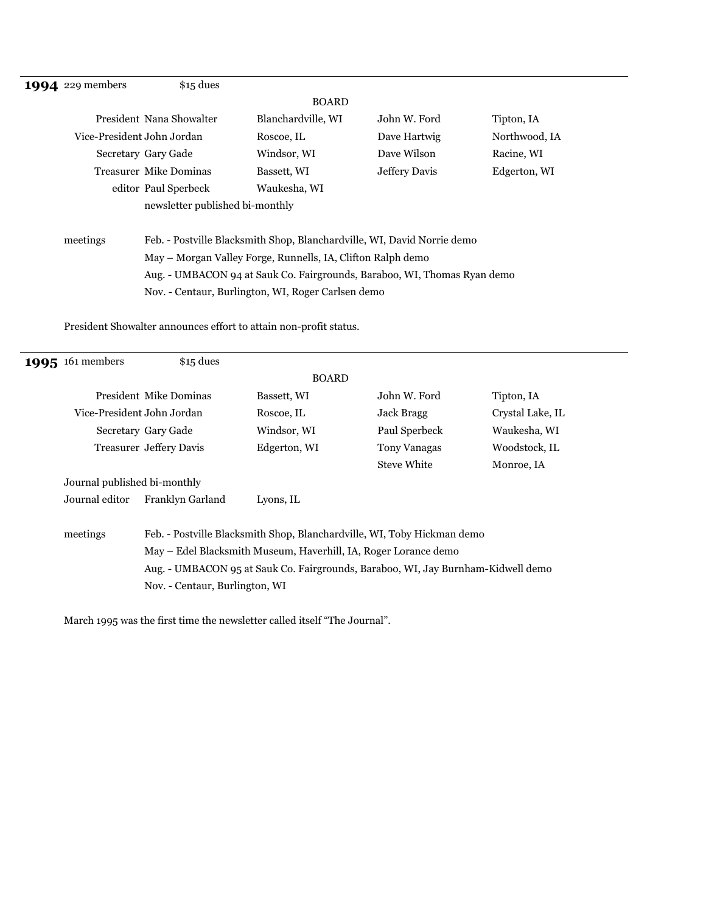## 1994

229 members — $15 dues

BOARD

| Office | Name | Location | Board Member | Location |
|---|---|---|---|---|
| President | Nana Showalter | Blanchardville, WI | John W. Ford | Tipton, IA |
| Vice-President | John Jordan | Roscoe, IL | Dave Hartwig | Northwood, IA |
| Secretary | Gary Gade | Windsor, WI | Dave Wilson | Racine, WI |
| Treasurer | Mike Dominas | Bassett, WI | Jeffery Davis | Edgerton, WI |
| editor | Paul Sperbeck | Waukesha, WI | | |

newsletter published bi-monthly

meetings

- Feb. - Postville Blacksmith Shop, Blanchardville, WI, David Norrie demo
- May – Morgan Valley Forge, Runnells, IA, Clifton Ralph demo
- Aug. - UMBACON 94 at Sauk Co. Fairgrounds, Baraboo, WI, Thomas Ryan demo
- Nov. - Centaur, Burlington, WI, Roger Carlsen demo

President Showalter announces effort to attain non-profit status.

---

## 1995

161 members — $15 dues

BOARD

| Office | Name | Location | Board Member | Location |
|---|---|---|---|---|
| President | Mike Dominas | Bassett, WI | John W. Ford | Tipton, IA |
| Vice-President | John Jordan | Roscoe, IL | Jack Bragg | Crystal Lake, IL |
| Secretary | Gary Gade | Windsor, WI | Paul Sperbeck | Waukesha, WI |
| Treasurer | Jeffery Davis | Edgerton, WI | Tony Vanagas | Woodstock, IL |
| | | | Steve White | Monroe, IA |

Journal published bi-monthly

Journal editor — Franklyn Garland — Lyons, IL

meetings

- Feb. - Postville Blacksmith Shop, Blanchardville, WI, Toby Hickman demo
- May – Edel Blacksmith Museum, Haverhill, IA, Roger Lorance demo
- Aug. - UMBACON 95 at Sauk Co. Fairgrounds, Baraboo, WI, Jay Burnham-Kidwell demo
- Nov. - Centaur, Burlington, WI

March 1995 was the first time the newsletter called itself "The Journal".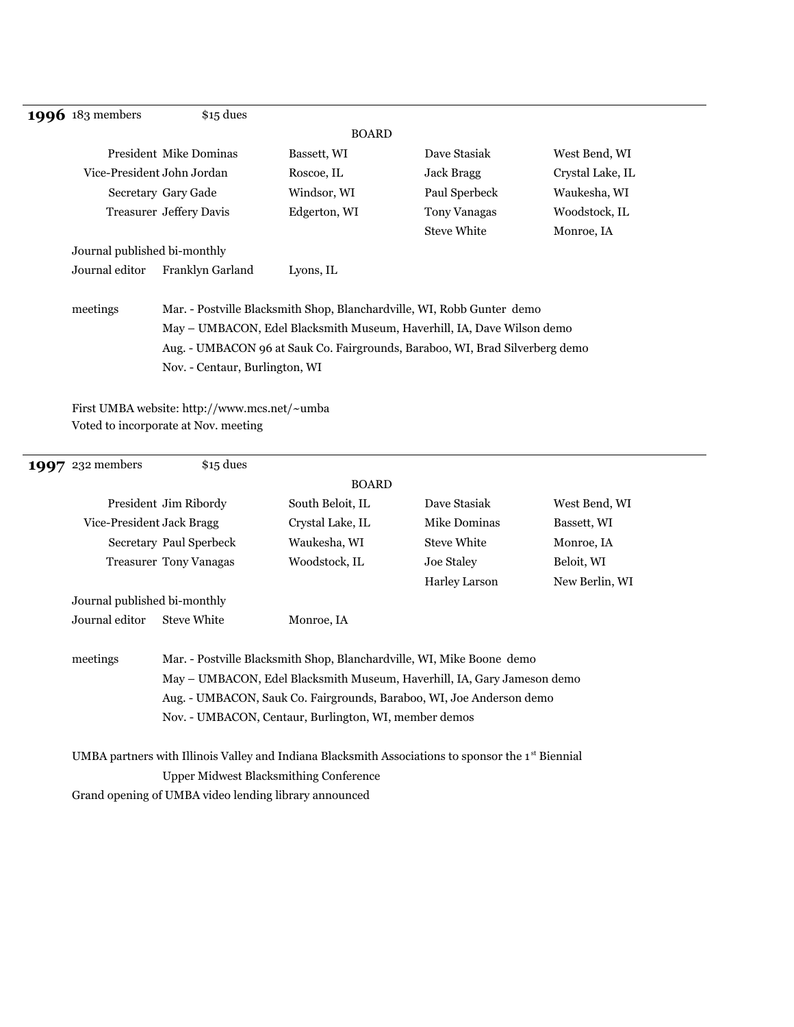## 1996

183 members — $15 dues

**BOARD**

| | | | | |
|---|---|---|---|---|
| President | Mike Dominas | Bassett, WI | Dave Stasiak | West Bend, WI |
| Vice-President | John Jordan | Roscoe, IL | Jack Bragg | Crystal Lake, IL |
| Secretary | Gary Gade | Windsor, WI | Paul Sperbeck | Waukesha, WI |
| Treasurer | Jeffery Davis | Edgerton, WI | Tony Vanagas | Woodstock, IL |
| | | | Steve White | Monroe, IA |

Journal published bi-monthly

Journal editor — Franklyn Garland — Lyons, IL

meetings
- Mar. - Postville Blacksmith Shop, Blanchardville, WI, Robb Gunter demo
- May – UMBACON, Edel Blacksmith Museum, Haverhill, IA, Dave Wilson demo
- Aug. - UMBACON 96 at Sauk Co. Fairgrounds, Baraboo, WI, Brad Silverberg demo
- Nov. - Centaur, Burlington, WI

First UMBA website: http://www.mcs.net/~umba

Voted to incorporate at Nov. meeting

## 1997

232 members — $15 dues

**BOARD**

| | | | | |
|---|---|---|---|---|
| President | Jim Ribordy | South Beloit, IL | Dave Stasiak | West Bend, WI |
| Vice-President | Jack Bragg | Crystal Lake, IL | Mike Dominas | Bassett, WI |
| Secretary | Paul Sperbeck | Waukesha, WI | Steve White | Monroe, IA |
| Treasurer | Tony Vanagas | Woodstock, IL | Joe Staley | Beloit, WI |
| | | | Harley Larson | New Berlin, WI |

Journal published bi-monthly

Journal editor — Steve White — Monroe, IA

meetings
- Mar. - Postville Blacksmith Shop, Blanchardville, WI, Mike Boone demo
- May – UMBACON, Edel Blacksmith Museum, Haverhill, IA, Gary Jameson demo
- Aug. - UMBACON, Sauk Co. Fairgrounds, Baraboo, WI, Joe Anderson demo
- Nov. - UMBACON, Centaur, Burlington, WI, member demos

UMBA partners with Illinois Valley and Indiana Blacksmith Associations to sponsor the 1st Biennial Upper Midwest Blacksmithing Conference

Grand opening of UMBA video lending library announced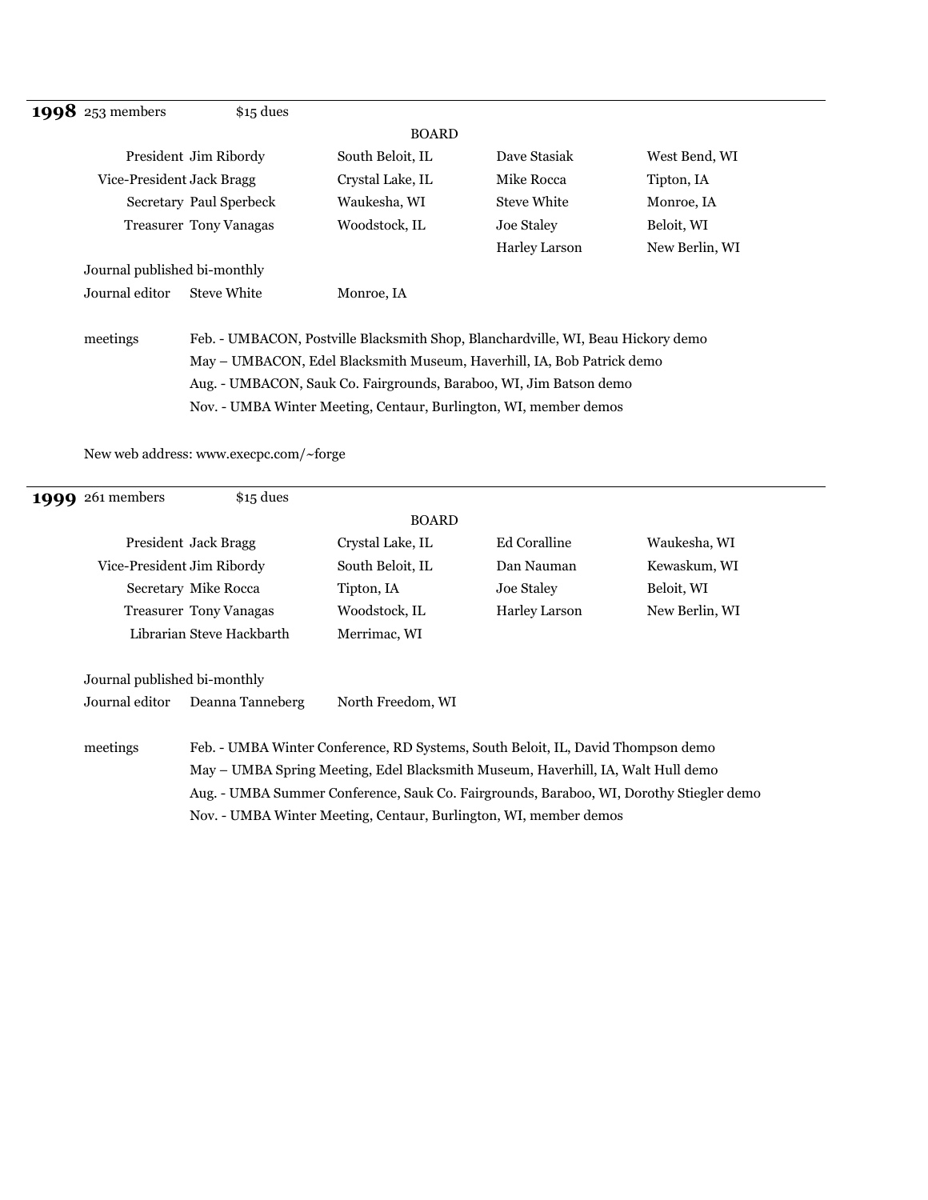---

**1998** 253 members $15 dues

BOARD

| Officer | Name | Location | Board Member | Location |
|---|---|---|---|---|
| President | Jim Ribordy | South Beloit, IL | Dave Stasiak | West Bend, WI |
| Vice-President | Jack Bragg | Crystal Lake, IL | Mike Rocca | Tipton, IA |
| Secretary | Paul Sperbeck | Waukesha, WI | Steve White | Monroe, IA |
| Treasurer | Tony Vanagas | Woodstock, IL | Joe Staley | Beloit, WI |
| | | | Harley Larson | New Berlin, WI |

Journal published bi-monthly

Journal editor Steve White Monroe, IA

meetings

- Feb. - UMBACON, Postville Blacksmith Shop, Blanchardville, WI, Beau Hickory demo
- May – UMBACON, Edel Blacksmith Museum, Haverhill, IA, Bob Patrick demo
- Aug. - UMBACON, Sauk Co. Fairgrounds, Baraboo, WI, Jim Batson demo
- Nov. - UMBA Winter Meeting, Centaur, Burlington, WI, member demos

New web address: www.execpc.com/~forge

---

**1999** 261 members $15 dues

BOARD

| Officer | Name | Location | Board Member | Location |
|---|---|---|---|---|
| President | Jack Bragg | Crystal Lake, IL | Ed Coralline | Waukesha, WI |
| Vice-President | Jim Ribordy | South Beloit, IL | Dan Nauman | Kewaskum, WI |
| Secretary | Mike Rocca | Tipton, IA | Joe Staley | Beloit, WI |
| Treasurer | Tony Vanagas | Woodstock, IL | Harley Larson | New Berlin, WI |
| Librarian | Steve Hackbarth | Merrimac, WI | | |

Journal published bi-monthly

Journal editor Deanna Tanneberg North Freedom, WI

meetings

- Feb. - UMBA Winter Conference, RD Systems, South Beloit, IL, David Thompson demo
- May – UMBA Spring Meeting, Edel Blacksmith Museum, Haverhill, IA, Walt Hull demo
- Aug. - UMBA Summer Conference, Sauk Co. Fairgrounds, Baraboo, WI, Dorothy Stiegler demo
- Nov. - UMBA Winter Meeting, Centaur, Burlington, WI, member demos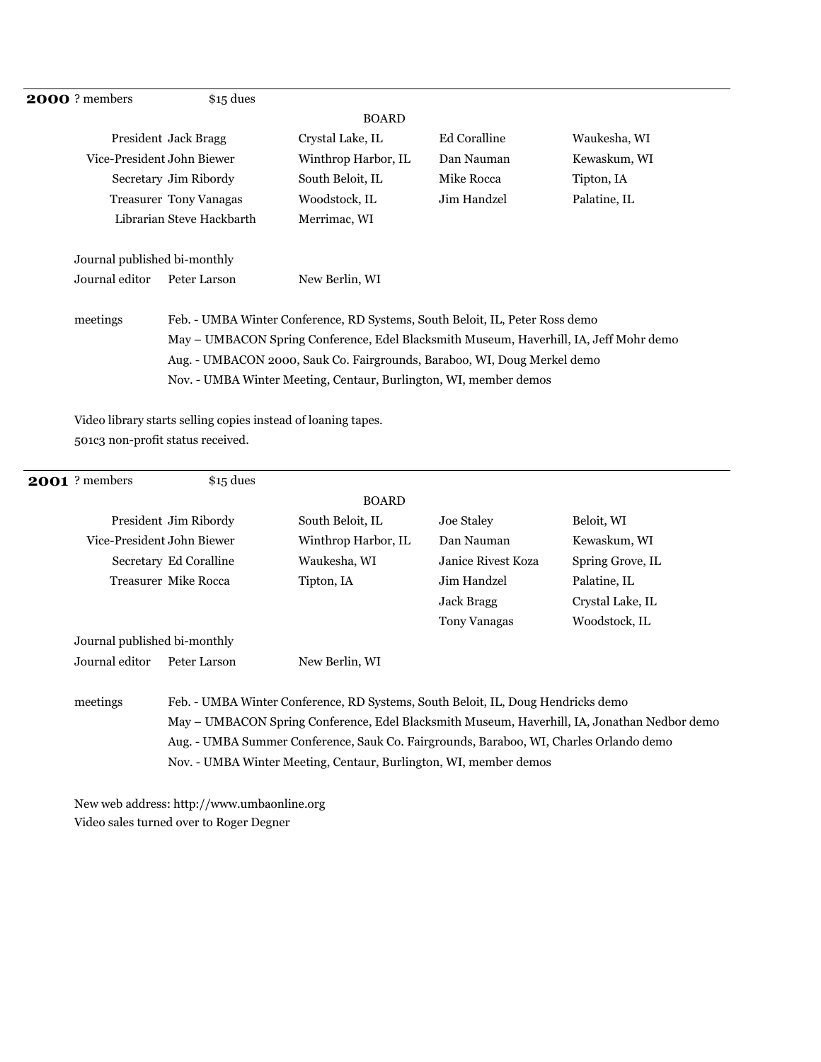## 2000

? members $15 dues

**BOARD**

| | | | | |
|---|---|---|---|---|
| President | Jack Bragg | Crystal Lake, IL | Ed Coralline | Waukesha, WI |
| Vice-President | John Biewer | Winthrop Harbor, IL | Dan Nauman | Kewaskum, WI |
| Secretary | Jim Ribordy | South Beloit, IL | Mike Rocca | Tipton, IA |
| Treasurer | Tony Vanagas | Woodstock, IL | Jim Handzel | Palatine, IL |
| Librarian | Steve Hackbarth | Merrimac, WI | | |

Journal published bi-monthly

Journal editor Peter Larson New Berlin, WI

meetings

- Feb. - UMBA Winter Conference, RD Systems, South Beloit, IL, Peter Ross demo
- May – UMBACON Spring Conference, Edel Blacksmith Museum, Haverhill, IA, Jeff Mohr demo
- Aug. - UMBACON 2000, Sauk Co. Fairgrounds, Baraboo, WI, Doug Merkel demo
- Nov. - UMBA Winter Meeting, Centaur, Burlington, WI, member demos

Video library starts selling copies instead of loaning tapes.

501c3 non-profit status received.

---

## 2001

? members $15 dues

**BOARD**

| | | | | |
|---|---|---|---|---|
| President | Jim Ribordy | South Beloit, IL | Joe Staley | Beloit, WI |
| Vice-President | John Biewer | Winthrop Harbor, IL | Dan Nauman | Kewaskum, WI |
| Secretary | Ed Coralline | Waukesha, WI | Janice Rivest Koza | Spring Grove, IL |
| Treasurer | Mike Rocca | Tipton, IA | Jim Handzel | Palatine, IL |
| | | | Jack Bragg | Crystal Lake, IL |
| | | | Tony Vanagas | Woodstock, IL |

Journal published bi-monthly

Journal editor Peter Larson New Berlin, WI

meetings

- Feb. - UMBA Winter Conference, RD Systems, South Beloit, IL, Doug Hendricks demo
- May – UMBACON Spring Conference, Edel Blacksmith Museum, Haverhill, IA, Jonathan Nedbor demo
- Aug. - UMBA Summer Conference, Sauk Co. Fairgrounds, Baraboo, WI, Charles Orlando demo
- Nov. - UMBA Winter Meeting, Centaur, Burlington, WI, member demos

New web address: http://www.umbaonline.org

Video sales turned over to Roger Degner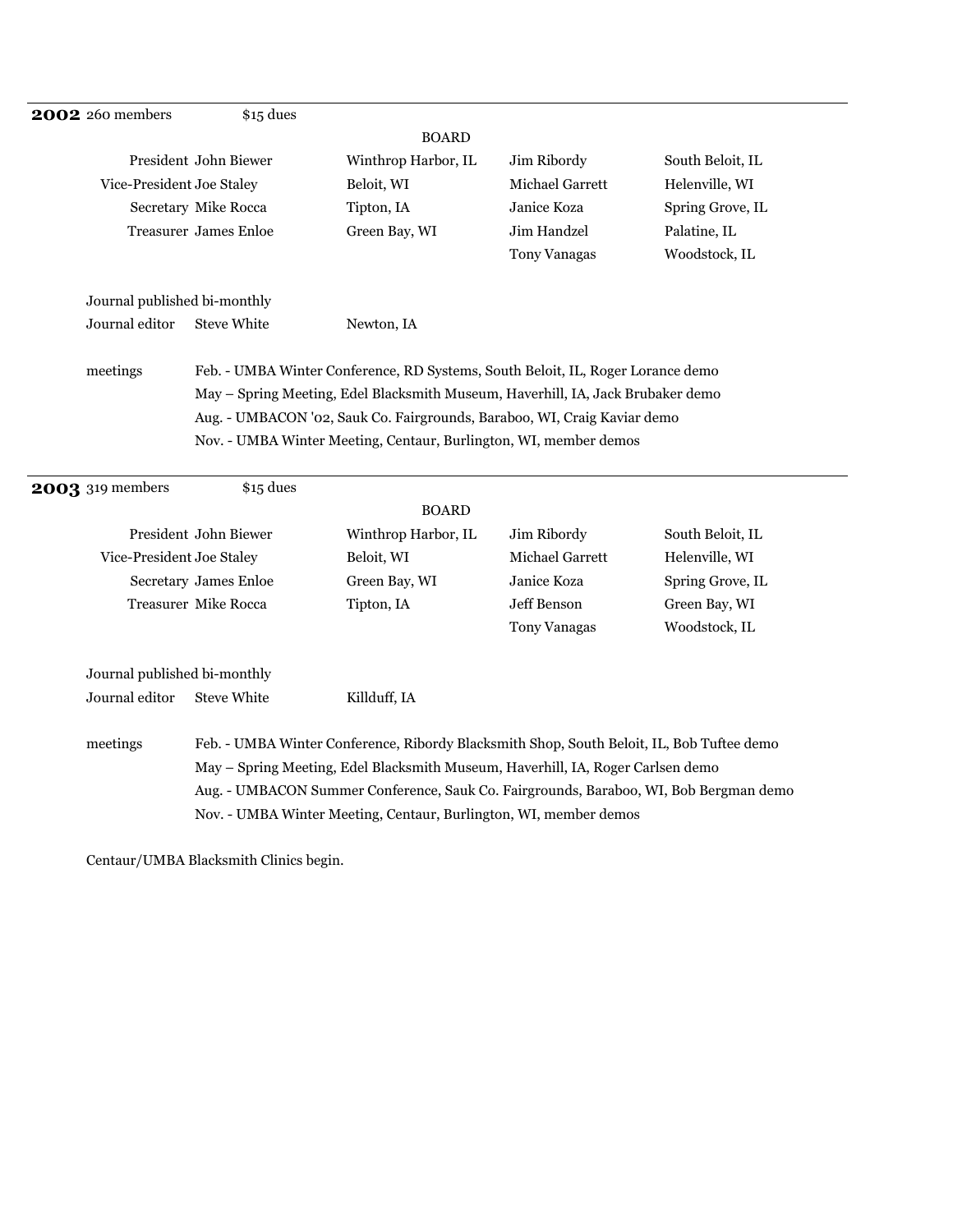## 2002

260 members — $15 dues

**BOARD**

| | | | | |
|---|---|---|---|---|
| President | John Biewer | Winthrop Harbor, IL | Jim Ribordy | South Beloit, IL |
| Vice-President | Joe Staley | Beloit, WI | Michael Garrett | Helenville, WI |
| Secretary | Mike Rocca | Tipton, IA | Janice Koza | Spring Grove, IL |
| Treasurer | James Enloe | Green Bay, WI | Jim Handzel | Palatine, IL |
| | | | Tony Vanagas | Woodstock, IL |

Journal published bi-monthly

Journal editor — Steve White — Newton, IA

meetings

- Feb. - UMBA Winter Conference, RD Systems, South Beloit, IL, Roger Lorance demo
- May – Spring Meeting, Edel Blacksmith Museum, Haverhill, IA, Jack Brubaker demo
- Aug. - UMBACON '02, Sauk Co. Fairgrounds, Baraboo, WI, Craig Kaviar demo
- Nov. - UMBA Winter Meeting, Centaur, Burlington, WI, member demos

## 2003

319 members — $15 dues

**BOARD**

| | | | | |
|---|---|---|---|---|
| President | John Biewer | Winthrop Harbor, IL | Jim Ribordy | South Beloit, IL |
| Vice-President | Joe Staley | Beloit, WI | Michael Garrett | Helenville, WI |
| Secretary | James Enloe | Green Bay, WI | Janice Koza | Spring Grove, IL |
| Treasurer | Mike Rocca | Tipton, IA | Jeff Benson | Green Bay, WI |
| | | | Tony Vanagas | Woodstock, IL |

Journal published bi-monthly

Journal editor — Steve White — Killduff, IA

meetings

- Feb. - UMBA Winter Conference, Ribordy Blacksmith Shop, South Beloit, IL, Bob Tuftee demo
- May – Spring Meeting, Edel Blacksmith Museum, Haverhill, IA, Roger Carlsen demo
- Aug. - UMBACON Summer Conference, Sauk Co. Fairgrounds, Baraboo, WI, Bob Bergman demo
- Nov. - UMBA Winter Meeting, Centaur, Burlington, WI, member demos

Centaur/UMBA Blacksmith Clinics begin.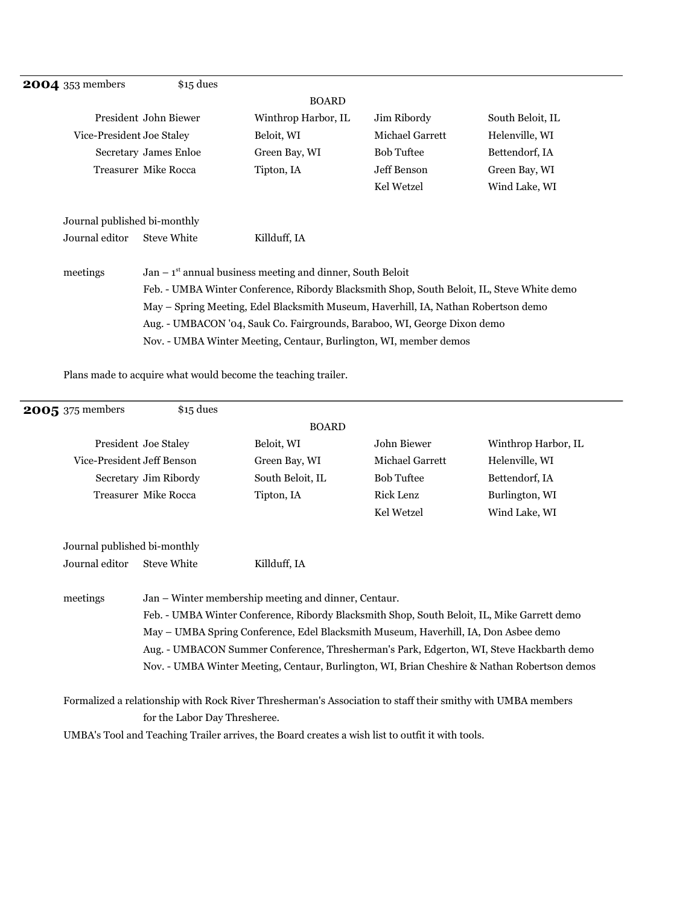## 2004

353 members — $15 dues

**BOARD**

| | | | | |
|---|---|---|---|---|
| President | John Biewer | Winthrop Harbor, IL | Jim Ribordy | South Beloit, IL |
| Vice-President | Joe Staley | Beloit, WI | Michael Garrett | Helenville, WI |
| Secretary | James Enloe | Green Bay, WI | Bob Tuftee | Bettendorf, IA |
| Treasurer | Mike Rocca | Tipton, IA | Jeff Benson | Green Bay, WI |
| | | | Kel Wetzel | Wind Lake, WI |

Journal published bi-monthly

Journal editor — Steve White — Killduff, IA

meetings

- Jan – 1st annual business meeting and dinner, South Beloit
- Feb. - UMBA Winter Conference, Ribordy Blacksmith Shop, South Beloit, IL, Steve White demo
- May – Spring Meeting, Edel Blacksmith Museum, Haverhill, IA, Nathan Robertson demo
- Aug. - UMBACON '04, Sauk Co. Fairgrounds, Baraboo, WI, George Dixon demo
- Nov. - UMBA Winter Meeting, Centaur, Burlington, WI, member demos

Plans made to acquire what would become the teaching trailer.

## 2005

375 members — $15 dues

**BOARD**

| | | | | |
|---|---|---|---|---|
| President | Joe Staley | Beloit, WI | John Biewer | Winthrop Harbor, IL |
| Vice-President | Jeff Benson | Green Bay, WI | Michael Garrett | Helenville, WI |
| Secretary | Jim Ribordy | South Beloit, IL | Bob Tuftee | Bettendorf, IA |
| Treasurer | Mike Rocca | Tipton, IA | Rick Lenz | Burlington, WI |
| | | | Kel Wetzel | Wind Lake, WI |

Journal published bi-monthly

Journal editor — Steve White — Killduff, IA

meetings

- Jan – Winter membership meeting and dinner, Centaur.
- Feb. - UMBA Winter Conference, Ribordy Blacksmith Shop, South Beloit, IL, Mike Garrett demo
- May – UMBA Spring Conference, Edel Blacksmith Museum, Haverhill, IA, Don Asbee demo
- Aug. - UMBACON Summer Conference, Thresherman's Park, Edgerton, WI, Steve Hackbarth demo
- Nov. - UMBA Winter Meeting, Centaur, Burlington, WI, Brian Cheshire & Nathan Robertson demos

Formalized a relationship with Rock River Thresherman's Association to staff their smithy with UMBA members for the Labor Day Thresheree.

UMBA's Tool and Teaching Trailer arrives, the Board creates a wish list to outfit it with tools.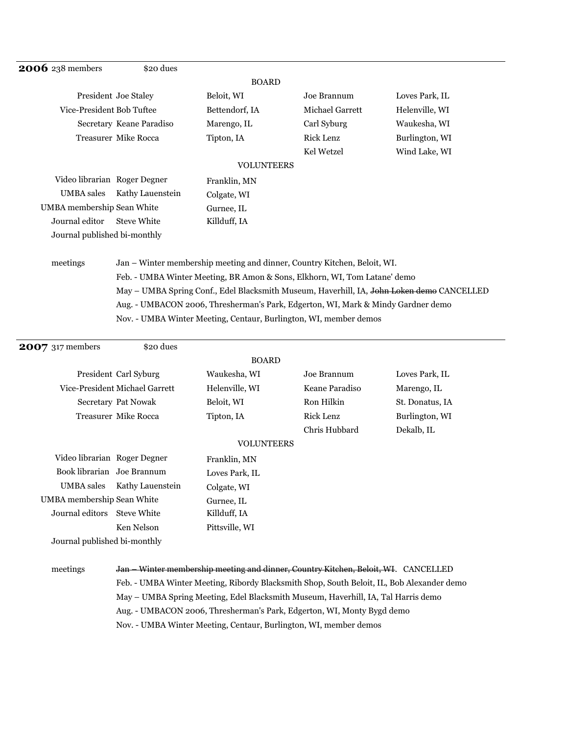## **2006** 238 members $20 dues

**BOARD**

| | | | | |
|---|---|---|---|---|
| President | Joe Staley | Beloit, WI | Joe Brannum | Loves Park, IL |
| Vice-President | Bob Tuftee | Bettendorf, IA | Michael Garrett | Helenville, WI |
| Secretary | Keane Paradiso | Marengo, IL | Carl Syburg | Waukesha, WI |
| Treasurer | Mike Rocca | Tipton, IA | Rick Lenz | Burlington, WI |
| | | | Kel Wetzel | Wind Lake, WI |

**VOLUNTEERS**

| | | |
|---|---|---|
| Video librarian | Roger Degner | Franklin, MN |
| UMBA sales | Kathy Lauenstein | Colgate, WI |
| UMBA membership | Sean White | Gurnee, IL |
| Journal editor | Steve White | Killduff, IA |

Journal published bi-monthly

meetings

- Jan – Winter membership meeting and dinner, Country Kitchen, Beloit, WI.
- Feb. - UMBA Winter Meeting, BR Amon & Sons, Elkhorn, WI, Tom Latane' demo
- May – UMBA Spring Conf., Edel Blacksmith Museum, Haverhill, IA, ~~John Loken demo~~ CANCELLED
- Aug. - UMBACON 2006, Thresherman's Park, Edgerton, WI, Mark & Mindy Gardner demo
- Nov. - UMBA Winter Meeting, Centaur, Burlington, WI, member demos

---

## **2007** 317 members $20 dues

**BOARD**

| | | | | |
|---|---|---|---|---|
| President | Carl Syburg | Waukesha, WI | Joe Brannum | Loves Park, IL |
| Vice-President | Michael Garrett | Helenville, WI | Keane Paradiso | Marengo, IL |
| Secretary | Pat Nowak | Beloit, WI | Ron Hilkin | St. Donatus, IA |
| Treasurer | Mike Rocca | Tipton, IA | Rick Lenz | Burlington, WI |
| | | | Chris Hubbard | Dekalb, IL |

**VOLUNTEERS**

| | | |
|---|---|---|
| Video librarian | Roger Degner | Franklin, MN |
| Book librarian | Joe Brannum | Loves Park, IL |
| UMBA sales | Kathy Lauenstein | Colgate, WI |
| UMBA membership | Sean White | Gurnee, IL |
| Journal editors | Steve White | Killduff, IA |
| | Ken Nelson | Pittsville, WI |

Journal published bi-monthly

meetings

- ~~Jan – Winter membership meeting and dinner, Country Kitchen, Beloit, WI~~. CANCELLED
- Feb. - UMBA Winter Meeting, Ribordy Blacksmith Shop, South Beloit, IL, Bob Alexander demo
- May – UMBA Spring Meeting, Edel Blacksmith Museum, Haverhill, IA, Tal Harris demo
- Aug. - UMBACON 2006, Thresherman's Park, Edgerton, WI, Monty Bygd demo
- Nov. - UMBA Winter Meeting, Centaur, Burlington, WI, member demos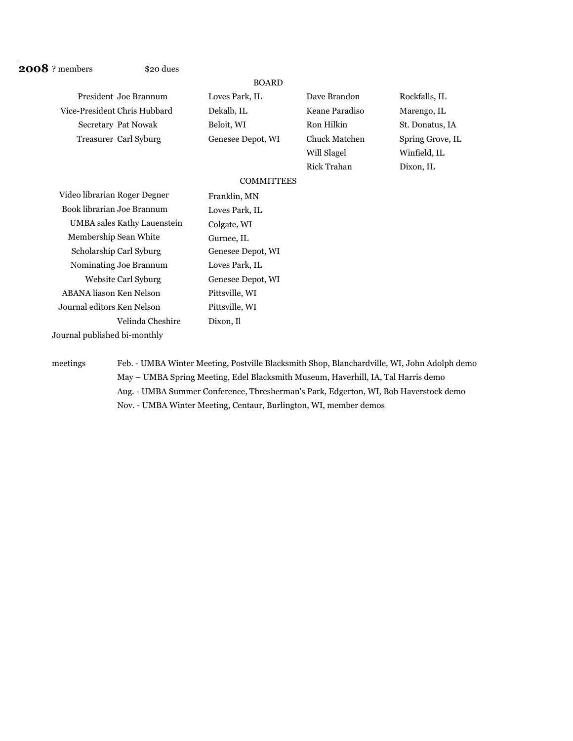**2008** ? members $20 dues

BOARD

| | | | | |
|---|---|---|---|---|
| President | Joe Brannum | Loves Park, IL | Dave Brandon | Rockfalls, IL |
| Vice-President | Chris Hubbard | Dekalb, IL | Keane Paradiso | Marengo, IL |
| Secretary | Pat Nowak | Beloit, WI | Ron Hilkin | St. Donatus, IA |
| Treasurer | Carl Syburg | Genesee Depot, WI | Chuck Matchen | Spring Grove, IL |
| | | | Will Slagel | Winfield, IL |
| | | | Rick Trahan | Dixon, IL |

COMMITTEES

| | | |
|---|---|---|
| Video librarian | Roger Degner | Franklin, MN |
| Book librarian | Joe Brannum | Loves Park, IL |
| UMBA sales | Kathy Lauenstein | Colgate, WI |
| Membership | Sean White | Gurnee, IL |
| Scholarship | Carl Syburg | Genesee Depot, WI |
| Nominating | Joe Brannum | Loves Park, IL |
| Website | Carl Syburg | Genesee Depot, WI |
| ABANA liason | Ken Nelson | Pittsville, WI |
| Journal editors | Ken Nelson | Pittsville, WI |
| | Velinda Cheshire | Dixon, Il |

Journal published bi-monthly

meetings

- Feb. - UMBA Winter Meeting, Postville Blacksmith Shop, Blanchardville, WI, John Adolph demo
- May – UMBA Spring Meeting, Edel Blacksmith Museum, Haverhill, IA, Tal Harris demo
- Aug. - UMBA Summer Conference, Thresherman's Park, Edgerton, WI, Bob Haverstock demo
- Nov. - UMBA Winter Meeting, Centaur, Burlington, WI, member demos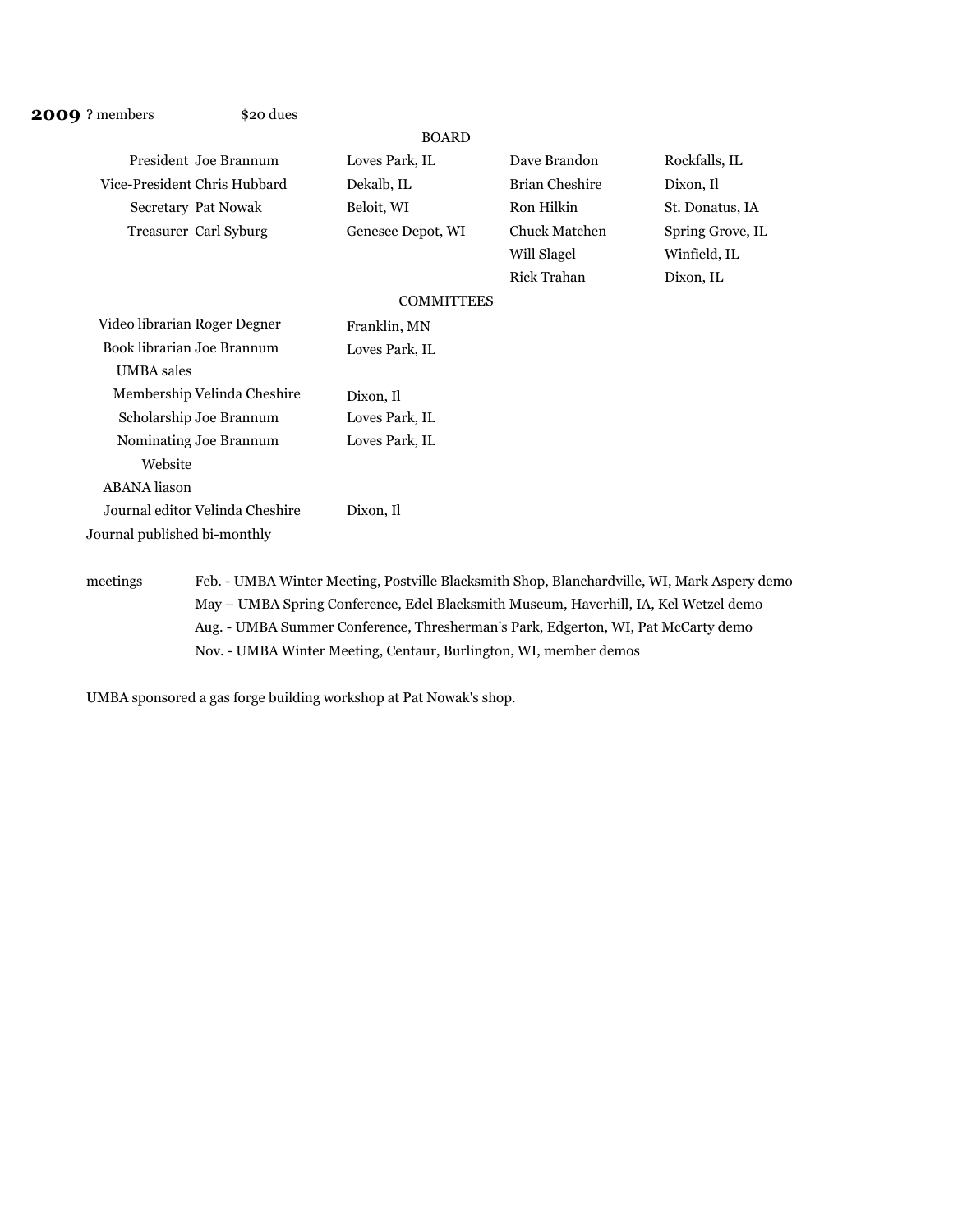**2009** ? members $20 dues

BOARD

| Position | Name | Location | Name | Location |
|---|---|---|---|---|
| President | Joe Brannum | Loves Park, IL | Dave Brandon | Rockfalls, IL |
| Vice-President | Chris Hubbard | Dekalb, IL | Brian Cheshire | Dixon, Il |
| Secretary | Pat Nowak | Beloit, WI | Ron Hilkin | St. Donatus, IA |
| Treasurer | Carl Syburg | Genesee Depot, WI | Chuck Matchen | Spring Grove, IL |
| | | | Will Slagel | Winfield, IL |
| | | | Rick Trahan | Dixon, IL |

COMMITTEES

| Committee | Name | Location |
|---|---|---|
| Video librarian | Roger Degner | Franklin, MN |
| Book librarian | Joe Brannum | Loves Park, IL |
| UMBA sales | | |
| Membership | Velinda Cheshire | Dixon, Il |
| Scholarship | Joe Brannum | Loves Park, IL |
| Nominating | Joe Brannum | Loves Park, IL |
| Website | | |
| ABANA liason | | |
| Journal editor | Velinda Cheshire | Dixon, Il |

Journal published bi-monthly

meetings

- Feb. - UMBA Winter Meeting, Postville Blacksmith Shop, Blanchardville, WI, Mark Aspery demo
- May – UMBA Spring Conference, Edel Blacksmith Museum, Haverhill, IA, Kel Wetzel demo
- Aug. - UMBA Summer Conference, Thresherman's Park, Edgerton, WI, Pat McCarty demo
- Nov. - UMBA Winter Meeting, Centaur, Burlington, WI, member demos

UMBA sponsored a gas forge building workshop at Pat Nowak's shop.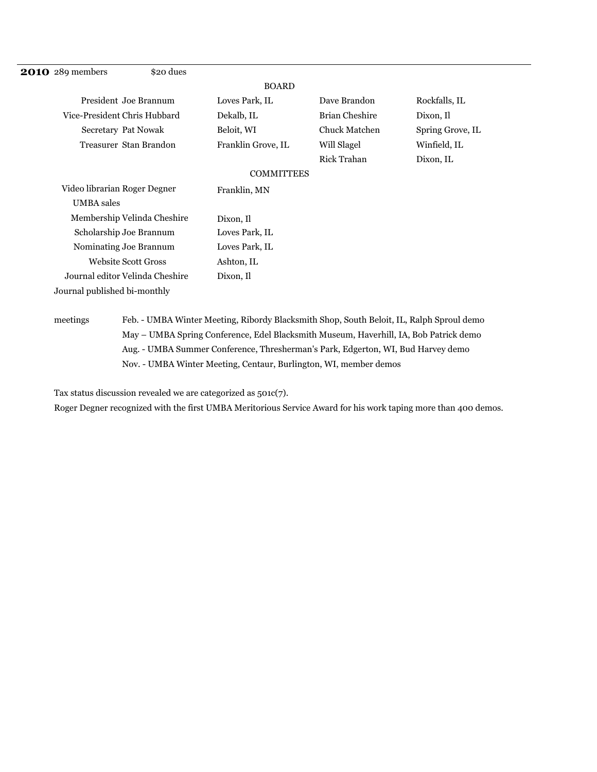**2010** 289 members $20 dues

BOARD

| | | | |
|---|---|---|---|
| President Joe Brannum | Loves Park, IL | Dave Brandon | Rockfalls, IL |
| Vice-President Chris Hubbard | Dekalb, IL | Brian Cheshire | Dixon, Il |
| Secretary Pat Nowak | Beloit, WI | Chuck Matchen | Spring Grove, IL |
| Treasurer Stan Brandon | Franklin Grove, IL | Will Slagel | Winfield, IL |
| | | Rick Trahan | Dixon, IL |

COMMITTEES

| | |
|---|---|
| Video librarian Roger Degner | Franklin, MN |
| UMBA sales | |
| Membership Velinda Cheshire | Dixon, Il |
| Scholarship Joe Brannum | Loves Park, IL |
| Nominating Joe Brannum | Loves Park, IL |
| Website Scott Gross | Ashton, IL |
| Journal editor Velinda Cheshire | Dixon, Il |

Journal published bi-monthly

meetings

- Feb. - UMBA Winter Meeting, Ribordy Blacksmith Shop, South Beloit, IL, Ralph Sproul demo
- May – UMBA Spring Conference, Edel Blacksmith Museum, Haverhill, IA, Bob Patrick demo
- Aug. - UMBA Summer Conference, Thresherman's Park, Edgerton, WI, Bud Harvey demo
- Nov. - UMBA Winter Meeting, Centaur, Burlington, WI, member demos

Tax status discussion revealed we are categorized as 501c(7).

Roger Degner recognized with the first UMBA Meritorious Service Award for his work taping more than 400 demos.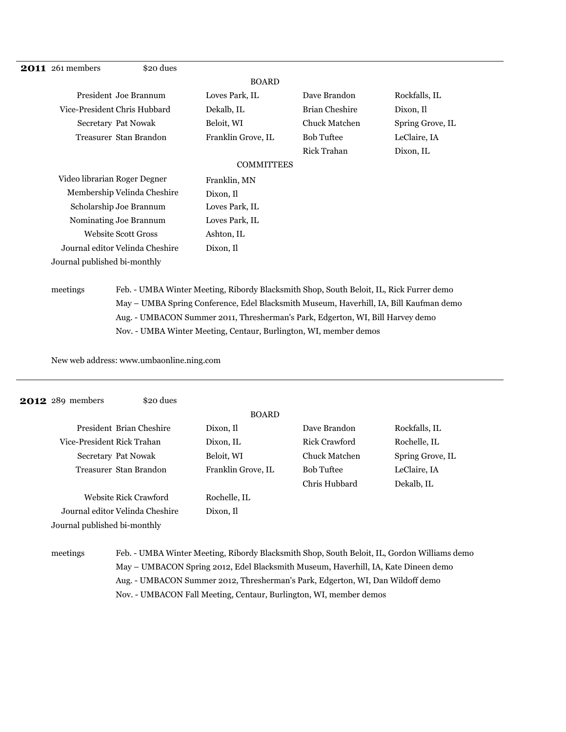**2011** 261 members $20 dues

BOARD

| | | | |
|---|---|---|---|
| President Joe Brannum | Loves Park, IL | Dave Brandon | Rockfalls, IL |
| Vice-President Chris Hubbard | Dekalb, IL | Brian Cheshire | Dixon, Il |
| Secretary Pat Nowak | Beloit, WI | Chuck Matchen | Spring Grove, IL |
| Treasurer Stan Brandon | Franklin Grove, IL | Bob Tuftee | LeClaire, IA |
| | | Rick Trahan | Dixon, IL |

COMMITTEES

| | |
|---|---|
| Video librarian Roger Degner | Franklin, MN |
| Membership Velinda Cheshire | Dixon, Il |
| Scholarship Joe Brannum | Loves Park, IL |
| Nominating Joe Brannum | Loves Park, IL |
| Website Scott Gross | Ashton, IL |
| Journal editor Velinda Cheshire | Dixon, Il |

Journal published bi-monthly

meetings

- Feb. - UMBA Winter Meeting, Ribordy Blacksmith Shop, South Beloit, IL, Rick Furrer demo
- May – UMBA Spring Conference, Edel Blacksmith Museum, Haverhill, IA, Bill Kaufman demo
- Aug. - UMBACON Summer 2011, Thresherman's Park, Edgerton, WI, Bill Harvey demo
- Nov. - UMBA Winter Meeting, Centaur, Burlington, WI, member demos

New web address: www.umbaonline.ning.com

---

**2012** 289 members $20 dues

BOARD

| | | | |
|---|---|---|---|
| President Brian Cheshire | Dixon, Il | Dave Brandon | Rockfalls, IL |
| Vice-President Rick Trahan | Dixon, IL | Rick Crawford | Rochelle, IL |
| Secretary Pat Nowak | Beloit, WI | Chuck Matchen | Spring Grove, IL |
| Treasurer Stan Brandon | Franklin Grove, IL | Bob Tuftee | LeClaire, IA |
| | | Chris Hubbard | Dekalb, IL |

| | |
|---|---|
| Website Rick Crawford | Rochelle, IL |
| Journal editor Velinda Cheshire | Dixon, Il |

Journal published bi-monthly

meetings

- Feb. - UMBA Winter Meeting, Ribordy Blacksmith Shop, South Beloit, IL, Gordon Williams demo
- May – UMBACON Spring 2012, Edel Blacksmith Museum, Haverhill, IA, Kate Dineen demo
- Aug. - UMBACON Summer 2012, Thresherman's Park, Edgerton, WI, Dan Wildoff demo
- Nov. - UMBACON Fall Meeting, Centaur, Burlington, WI, member demos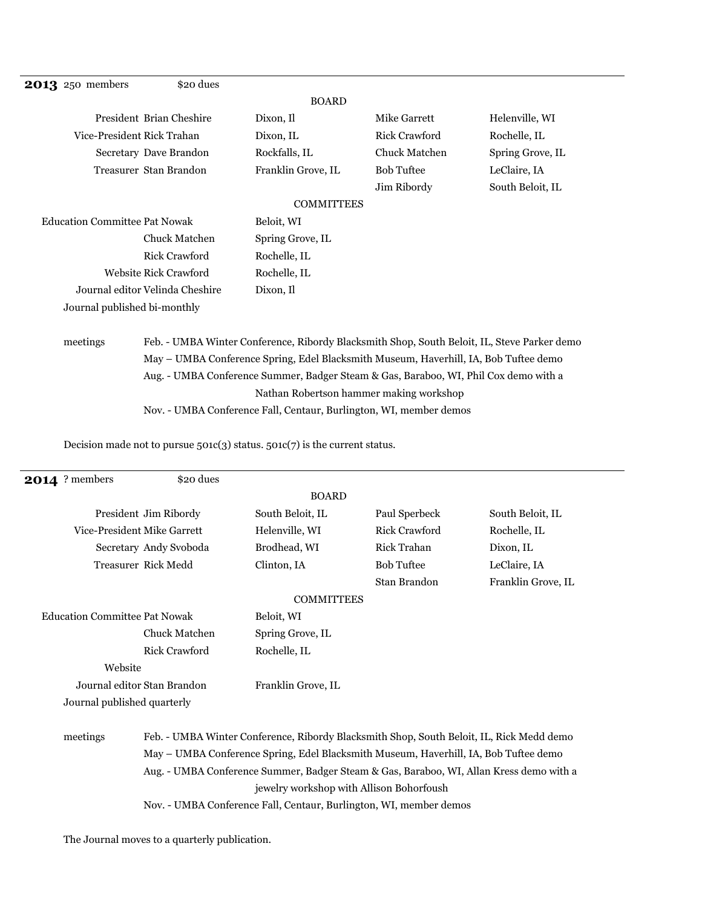## 2013

250 members $20 dues

### BOARD

| | | | | |
|---|---|---|---|---|
| President | Brian Cheshire | Dixon, Il | Mike Garrett | Helenville, WI |
| Vice-President | Rick Trahan | Dixon, IL | Rick Crawford | Rochelle, IL |
| Secretary | Dave Brandon | Rockfalls, IL | Chuck Matchen | Spring Grove, IL |
| Treasurer | Stan Brandon | Franklin Grove, IL | Bob Tuftee | LeClaire, IA |
| | | | Jim Ribordy | South Beloit, IL |

### COMMITTEES

| | | |
|---|---|---|
| Education Committee | Pat Nowak | Beloit, WI |
| | Chuck Matchen | Spring Grove, IL |
| | Rick Crawford | Rochelle, IL |
| Website | Rick Crawford | Rochelle, IL |
| Journal editor | Velinda Cheshire | Dixon, Il |

Journal published bi-monthly

meetings

- Feb. - UMBA Winter Conference, Ribordy Blacksmith Shop, South Beloit, IL, Steve Parker demo
- May – UMBA Conference Spring, Edel Blacksmith Museum, Haverhill, IA, Bob Tuftee demo
- Aug. - UMBA Conference Summer, Badger Steam & Gas, Baraboo, WI, Phil Cox demo with a Nathan Robertson hammer making workshop
- Nov. - UMBA Conference Fall, Centaur, Burlington, WI, member demos

Decision made not to pursue 501c(3) status. 501c(7) is the current status.

## 2014

? members $20 dues

### BOARD

| | | | | |
|---|---|---|---|---|
| President | Jim Ribordy | South Beloit, IL | Paul Sperbeck | South Beloit, IL |
| Vice-President | Mike Garrett | Helenville, WI | Rick Crawford | Rochelle, IL |
| Secretary | Andy Svoboda | Brodhead, WI | Rick Trahan | Dixon, IL |
| Treasurer | Rick Medd | Clinton, IA | Bob Tuftee | LeClaire, IA |
| | | | Stan Brandon | Franklin Grove, IL |

### COMMITTEES

| | | |
|---|---|---|
| Education Committee | Pat Nowak | Beloit, WI |
| | Chuck Matchen | Spring Grove, IL |
| | Rick Crawford | Rochelle, IL |
| Website | | |
| Journal editor | Stan Brandon | Franklin Grove, IL |

Journal published quarterly

meetings

- Feb. - UMBA Winter Conference, Ribordy Blacksmith Shop, South Beloit, IL, Rick Medd demo
- May – UMBA Conference Spring, Edel Blacksmith Museum, Haverhill, IA, Bob Tuftee demo
- Aug. - UMBA Conference Summer, Badger Steam & Gas, Baraboo, WI, Allan Kress demo with a jewelry workshop with Allison Bohorfoush
- Nov. - UMBA Conference Fall, Centaur, Burlington, WI, member demos

The Journal moves to a quarterly publication.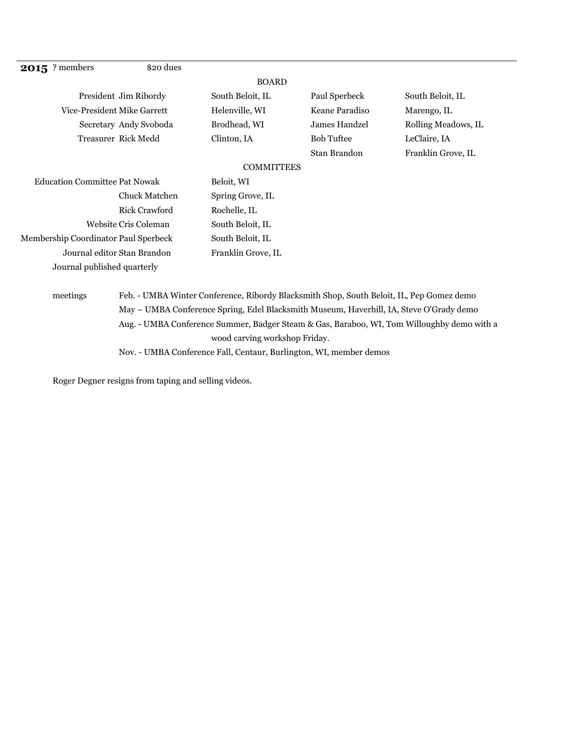**2015** ? members $20 dues

BOARD

| | | | |
|---|---|---|---|
| President Jim Ribordy | South Beloit, IL | Paul Sperbeck | South Beloit, IL |
| Vice-President Mike Garrett | Helenville, WI | Keane Paradiso | Marengo, IL |
| Secretary Andy Svoboda | Brodhead, WI | James Handzel | Rolling Meadows, IL |
| Treasurer Rick Medd | Clinton, IA | Bob Tuftee | LeClaire, IA |
| | | Stan Brandon | Franklin Grove, IL |

COMMITTEES

| | |
|---|---|
| Education Committee Pat Nowak | Beloit, WI |
| Chuck Matchen | Spring Grove, IL |
| Rick Crawford | Rochelle, IL |
| Website Cris Coleman | South Beloit, IL |
| Membership Coordinator Paul Sperbeck | South Beloit, IL |
| Journal editor Stan Brandon | Franklin Grove, IL |

Journal published quarterly

meetings

- Feb. - UMBA Winter Conference, Ribordy Blacksmith Shop, South Beloit, IL, Pep Gomez demo
- May – UMBA Conference Spring, Edel Blacksmith Museum, Haverhill, IA, Steve O'Grady demo
- Aug. - UMBA Conference Summer, Badger Steam & Gas, Baraboo, WI, Tom Willoughby demo with a wood carving workshop Friday.
- Nov. - UMBA Conference Fall, Centaur, Burlington, WI, member demos

Roger Degner resigns from taping and selling videos.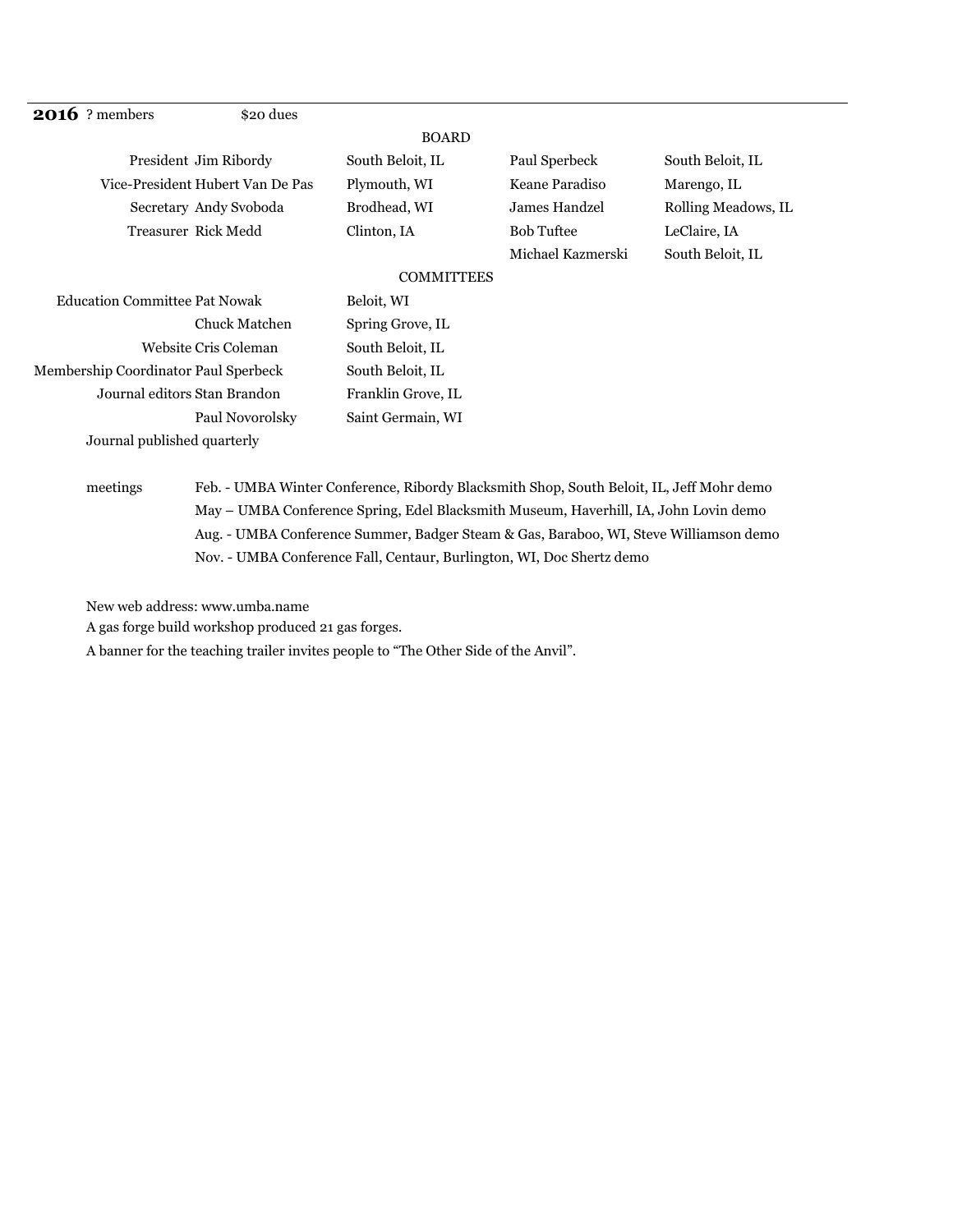**2016** ? members $20 dues

BOARD

| | | | | |
|---|---|---|---|---|
| President | Jim Ribordy | South Beloit, IL | Paul Sperbeck | South Beloit, IL |
| Vice-President | Hubert Van De Pas | Plymouth, WI | Keane Paradiso | Marengo, IL |
| Secretary | Andy Svoboda | Brodhead, WI | James Handzel | Rolling Meadows, IL |
| Treasurer | Rick Medd | Clinton, IA | Bob Tuftee | LeClaire, IA |
| | | | Michael Kazmerski | South Beloit, IL |

COMMITTEES

| | | |
|---|---|---|
| Education Committee | Pat Nowak | Beloit, WI |
| | Chuck Matchen | Spring Grove, IL |
| Website | Cris Coleman | South Beloit, IL |
| Membership Coordinator | Paul Sperbeck | South Beloit, IL |
| Journal editors | Stan Brandon | Franklin Grove, IL |
| | Paul Novorolsky | Saint Germain, WI |

Journal published quarterly

meetings

Feb. - UMBA Winter Conference, Ribordy Blacksmith Shop, South Beloit, IL, Jeff Mohr demo
May – UMBA Conference Spring, Edel Blacksmith Museum, Haverhill, IA, John Lovin demo
Aug. - UMBA Conference Summer, Badger Steam & Gas, Baraboo, WI, Steve Williamson demo
Nov. - UMBA Conference Fall, Centaur, Burlington, WI, Doc Shertz demo

New web address: www.umba.name

A gas forge build workshop produced 21 gas forges.

A banner for the teaching trailer invites people to "The Other Side of the Anvil".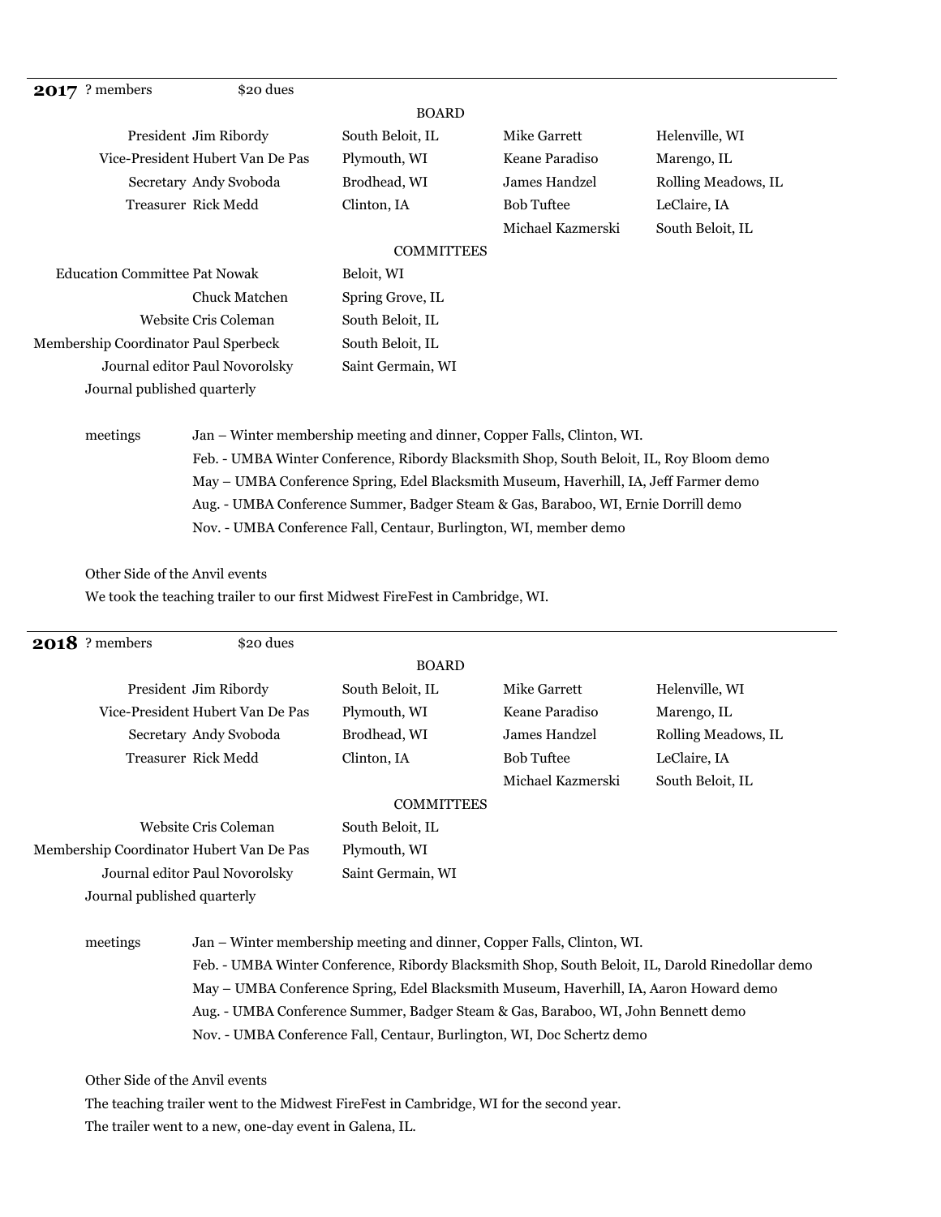## 2017 ? members $20 dues

**BOARD**

| | | | | |
|---|---|---|---|---|
| President | Jim Ribordy | South Beloit, IL | Mike Garrett | Helenville, WI |
| Vice-President | Hubert Van De Pas | Plymouth, WI | Keane Paradiso | Marengo, IL |
| Secretary | Andy Svoboda | Brodhead, WI | James Handzel | Rolling Meadows, IL |
| Treasurer | Rick Medd | Clinton, IA | Bob Tuftee | LeClaire, IA |
| | | | Michael Kazmerski | South Beloit, IL |

**COMMITTEES**

| | | |
|---|---|---|
| Education Committee | Pat Nowak | Beloit, WI |
| | Chuck Matchen | Spring Grove, IL |
| Website | Cris Coleman | South Beloit, IL |
| Membership Coordinator | Paul Sperbeck | South Beloit, IL |
| Journal editor | Paul Novorolsky | Saint Germain, WI |

Journal published quarterly

meetings

- Jan – Winter membership meeting and dinner, Copper Falls, Clinton, WI.
- Feb. - UMBA Winter Conference, Ribordy Blacksmith Shop, South Beloit, IL, Roy Bloom demo
- May – UMBA Conference Spring, Edel Blacksmith Museum, Haverhill, IA, Jeff Farmer demo
- Aug. - UMBA Conference Summer, Badger Steam & Gas, Baraboo, WI, Ernie Dorrill demo
- Nov. - UMBA Conference Fall, Centaur, Burlington, WI, member demo

Other Side of the Anvil events

We took the teaching trailer to our first Midwest FireFest in Cambridge, WI.

---

## 2018 ? members $20 dues

**BOARD**

| | | | | |
|---|---|---|---|---|
| President | Jim Ribordy | South Beloit, IL | Mike Garrett | Helenville, WI |
| Vice-President | Hubert Van De Pas | Plymouth, WI | Keane Paradiso | Marengo, IL |
| Secretary | Andy Svoboda | Brodhead, WI | James Handzel | Rolling Meadows, IL |
| Treasurer | Rick Medd | Clinton, IA | Bob Tuftee | LeClaire, IA |
| | | | Michael Kazmerski | South Beloit, IL |

**COMMITTEES**

| | | |
|---|---|---|
| Website | Cris Coleman | South Beloit, IL |
| Membership Coordinator | Hubert Van De Pas | Plymouth, WI |
| Journal editor | Paul Novorolsky | Saint Germain, WI |

Journal published quarterly

meetings

- Jan – Winter membership meeting and dinner, Copper Falls, Clinton, WI.
- Feb. - UMBA Winter Conference, Ribordy Blacksmith Shop, South Beloit, IL, Darold Rinedollar demo
- May – UMBA Conference Spring, Edel Blacksmith Museum, Haverhill, IA, Aaron Howard demo
- Aug. - UMBA Conference Summer, Badger Steam & Gas, Baraboo, WI, John Bennett demo
- Nov. - UMBA Conference Fall, Centaur, Burlington, WI, Doc Schertz demo

Other Side of the Anvil events

The teaching trailer went to the Midwest FireFest in Cambridge, WI for the second year.

The trailer went to a new, one-day event in Galena, IL.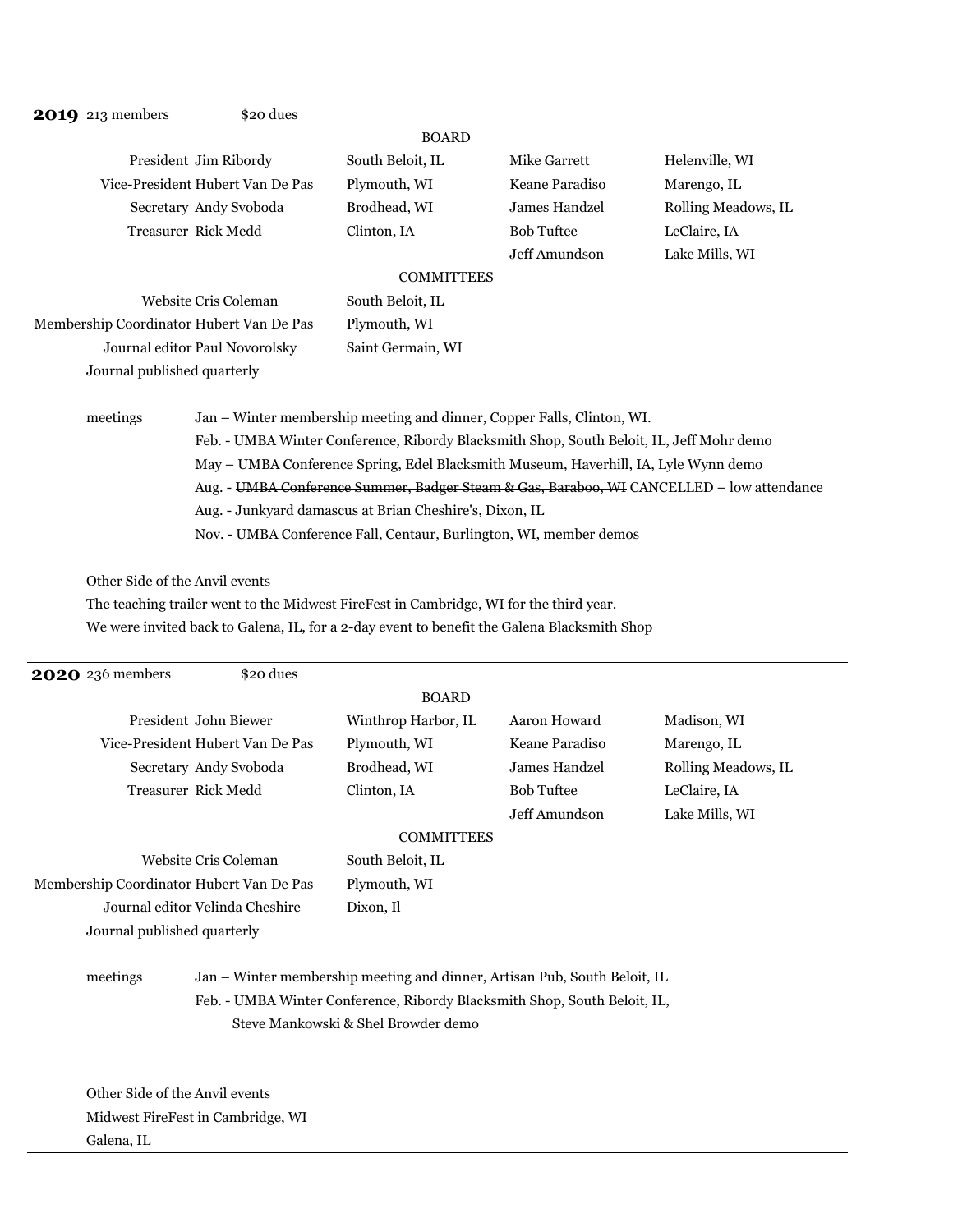**2019** 213 members $20 dues

BOARD

| | | | |
|---|---|---|---|
| President Jim Ribordy | South Beloit, IL | Mike Garrett | Helenville, WI |
| Vice-President Hubert Van De Pas | Plymouth, WI | Keane Paradiso | Marengo, IL |
| Secretary Andy Svoboda | Brodhead, WI | James Handzel | Rolling Meadows, IL |
| Treasurer Rick Medd | Clinton, IA | Bob Tuftee | LeClaire, IA |
| | | Jeff Amundson | Lake Mills, WI |

COMMITTEES

| | |
|---|---|
| Website Cris Coleman | South Beloit, IL |
| Membership Coordinator Hubert Van De Pas | Plymouth, WI |
| Journal editor Paul Novorolsky | Saint Germain, WI |

Journal published quarterly

meetings

- Jan – Winter membership meeting and dinner, Copper Falls, Clinton, WI.
- Feb. - UMBA Winter Conference, Ribordy Blacksmith Shop, South Beloit, IL, Jeff Mohr demo
- May – UMBA Conference Spring, Edel Blacksmith Museum, Haverhill, IA, Lyle Wynn demo
- Aug. - ~~UMBA Conference Summer, Badger Steam & Gas, Baraboo, WI~~ CANCELLED – low attendance
- Aug. - Junkyard damascus at Brian Cheshire's, Dixon, IL
- Nov. - UMBA Conference Fall, Centaur, Burlington, WI, member demos

Other Side of the Anvil events

The teaching trailer went to the Midwest FireFest in Cambridge, WI for the third year.

We were invited back to Galena, IL, for a 2-day event to benefit the Galena Blacksmith Shop

---

**2020** 236 members $20 dues

BOARD

| | | | |
|---|---|---|---|
| President John Biewer | Winthrop Harbor, IL | Aaron Howard | Madison, WI |
| Vice-President Hubert Van De Pas | Plymouth, WI | Keane Paradiso | Marengo, IL |
| Secretary Andy Svoboda | Brodhead, WI | James Handzel | Rolling Meadows, IL |
| Treasurer Rick Medd | Clinton, IA | Bob Tuftee | LeClaire, IA |
| | | Jeff Amundson | Lake Mills, WI |

COMMITTEES

| | |
|---|---|
| Website Cris Coleman | South Beloit, IL |
| Membership Coordinator Hubert Van De Pas | Plymouth, WI |
| Journal editor Velinda Cheshire | Dixon, Il |

Journal published quarterly

meetings

- Jan – Winter membership meeting and dinner, Artisan Pub, South Beloit, IL
- Feb. - UMBA Winter Conference, Ribordy Blacksmith Shop, South Beloit, IL, Steve Mankowski & Shel Browder demo

Other Side of the Anvil events

Midwest FireFest in Cambridge, WI

Galena, IL